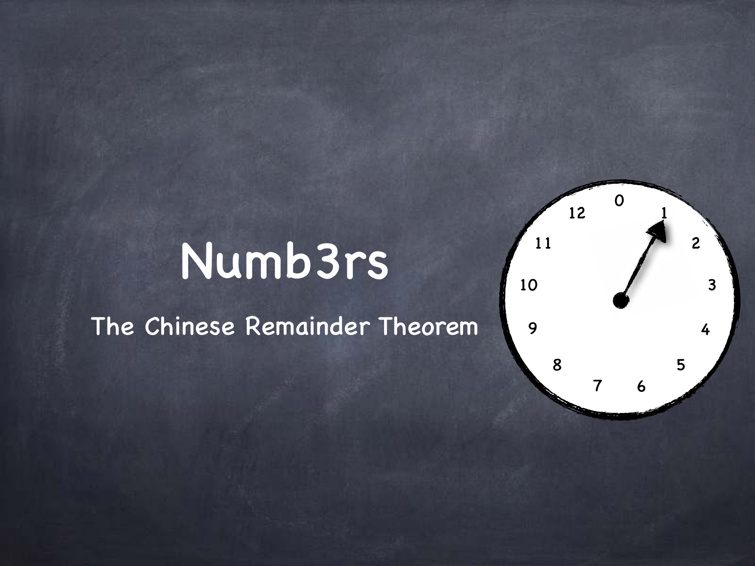# Numb3rs

## The Chinese Remainder Theorem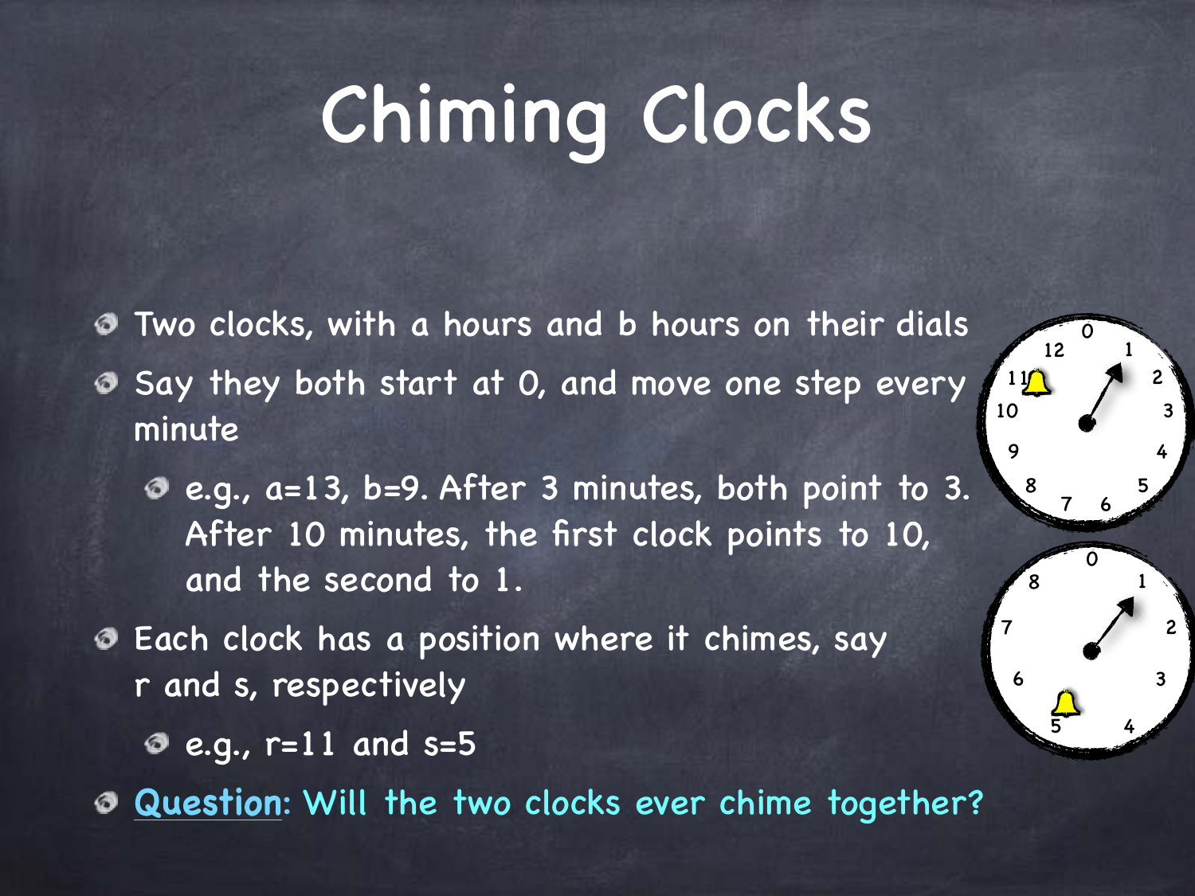# Chiming Clocks

- Two clocks, with a hours and b hours on their dials
- Say they both start at 0, and move one step every minute
  - e.g., a=13, b=9. After 3 minutes, both point to 3. After 10 minutes, the first clock points to 10, and the second to 1.
- Each clock has a position where it chimes, say r and s, respectively
  - e.g., r=11 and s=5
- Question: Will the two clocks ever chime together?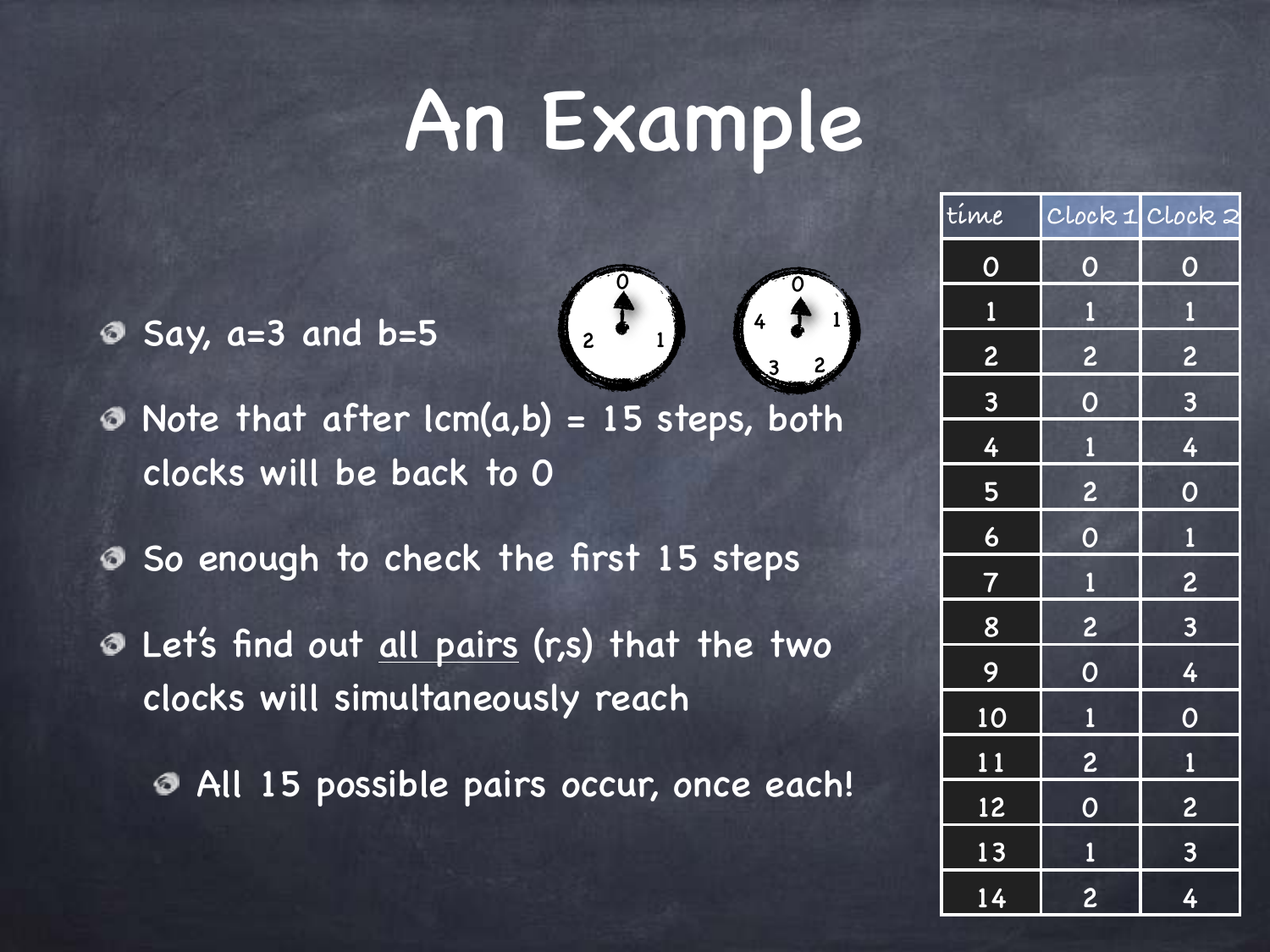# An Example

- Say, a=3 and b=5
- Note that after lcm(a,b) = 15 steps, both clocks will be back to 0
- So enough to check the first 15 steps
- Let's find out all pairs (r,s) that the two clocks will simultaneously reach
  - All 15 possible pairs occur, once each!

| time | Clock 1 | Clock 2 |
|---|---|---|
| 0 | 0 | 0 |
| 1 | 1 | 1 |
| 2 | 2 | 2 |
| 3 | 0 | 3 |
| 4 | 1 | 4 |
| 5 | 2 | 0 |
| 6 | 0 | 1 |
| 7 | 1 | 2 |
| 8 | 2 | 3 |
| 9 | 0 | 4 |
| 10 | 1 | 0 |
| 11 | 2 | 1 |
| 12 | 0 | 2 |
| 13 | 1 | 3 |
| 14 | 2 | 4 |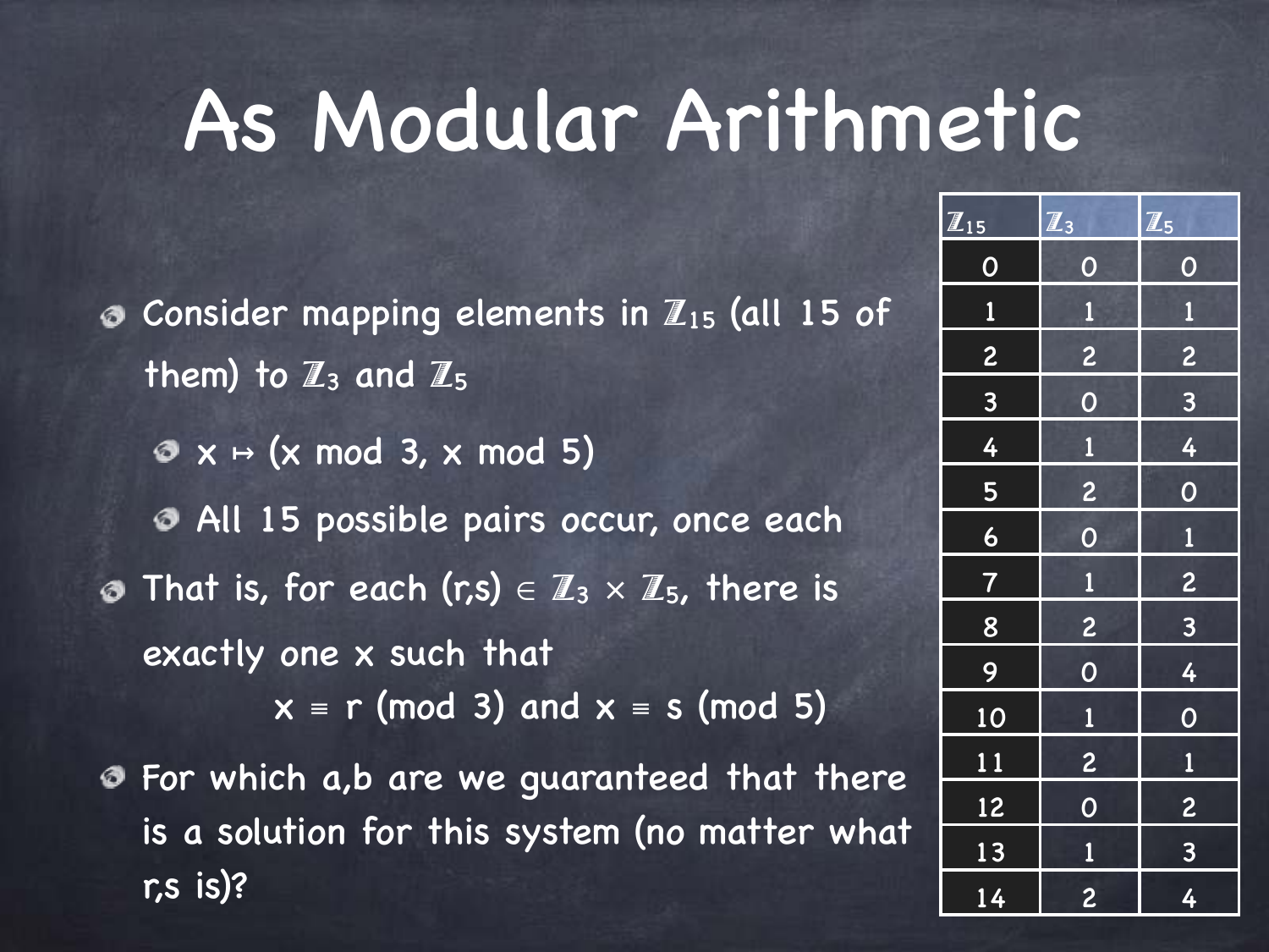# As Modular Arithmetic

- Consider mapping elements in $\mathbb{Z}_{15}$ (all 15 of them) to $\mathbb{Z}_3$ and $\mathbb{Z}_5$
  - $x \mapsto (x \bmod 3, x \bmod 5)$
  - All 15 possible pairs occur, once each
- That is, for each $(r,s) \in \mathbb{Z}_3 \times \mathbb{Z}_5$, there is exactly one $x$ such that

  $$x \equiv r \pmod 3 \text{ and } x \equiv s \pmod 5$$

- For which a,b are we guaranteed that there is a solution for this system (no matter what r,s is)?

| $\mathbb{Z}_{15}$ | $\mathbb{Z}_3$ | $\mathbb{Z}_5$ |
|---|---|---|
| 0 | 0 | 0 |
| 1 | 1 | 1 |
| 2 | 2 | 2 |
| 3 | 0 | 3 |
| 4 | 1 | 4 |
| 5 | 2 | 0 |
| 6 | 0 | 1 |
| 7 | 1 | 2 |
| 8 | 2 | 3 |
| 9 | 0 | 4 |
| 10 | 1 | 0 |
| 11 | 2 | 1 |
| 12 | 0 | 2 |
| 13 | 1 | 3 |
| 14 | 2 | 4 |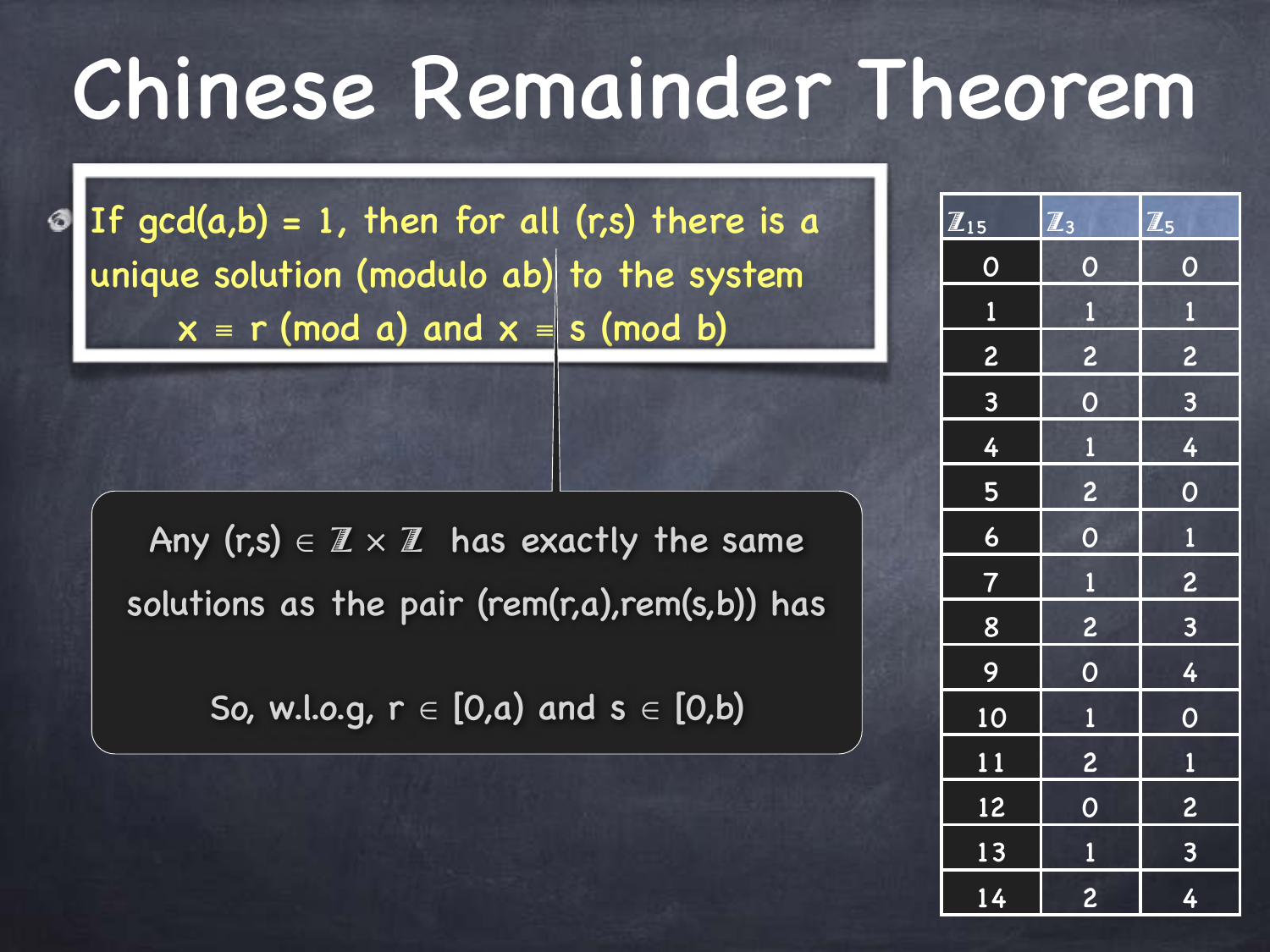# Chinese Remainder Theorem

- If gcd(a,b) = 1, then for all (r,s) there is a unique solution (modulo ab) to the system

$$x \equiv r \pmod{a} \text{ and } x \equiv s \pmod{b}$$

Any $(r,s) \in \mathbb{Z} \times \mathbb{Z}$ has exactly the same solutions as the pair (rem(r,a),rem(s,b)) has

So, w.l.o.g, $r \in [0,a)$ and $s \in [0,b)$

| $\mathbb{Z}_{15}$ | $\mathbb{Z}_3$ | $\mathbb{Z}_5$ |
|---|---|---|
| 0 | 0 | 0 |
| 1 | 1 | 1 |
| 2 | 2 | 2 |
| 3 | 0 | 3 |
| 4 | 1 | 4 |
| 5 | 2 | 0 |
| 6 | 0 | 1 |
| 7 | 1 | 2 |
| 8 | 2 | 3 |
| 9 | 0 | 4 |
| 10 | 1 | 0 |
| 11 | 2 | 1 |
| 12 | 0 | 2 |
| 13 | 1 | 3 |
| 14 | 2 | 4 |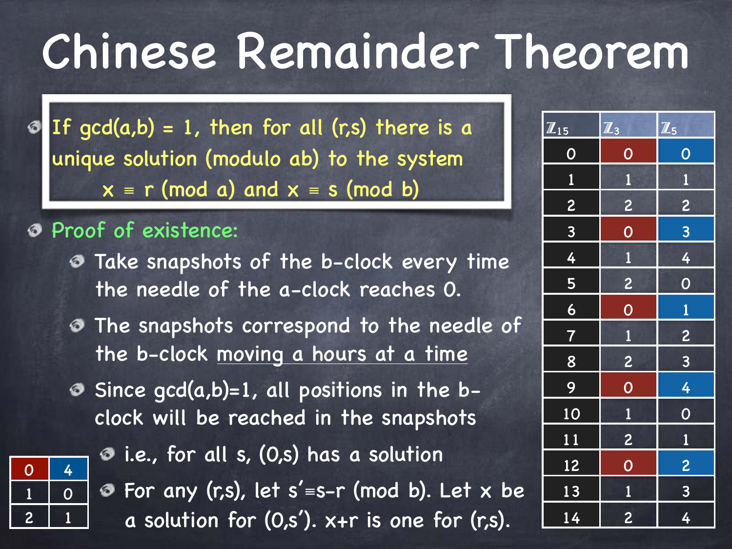# Chinese Remainder Theorem

- If $\gcd(a,b) = 1$, then for all $(r,s)$ there is a unique solution (modulo $ab$) to the system
  $x \equiv r \pmod{a}$ and $x \equiv s \pmod{b}$
- Proof of existence:
  - Take snapshots of the b-clock every time the needle of the a-clock reaches 0.
  - The snapshots correspond to the needle of the b-clock moving a hours at a time
  - Since $\gcd(a,b)=1$, all positions in the b-clock will be reached in the snapshots
    - i.e., for all s, $(0,s)$ has a solution
    - For any $(r,s)$, let $s' \equiv s-r \pmod{b}$. Let $x$ be a solution for $(0,s')$. $x+r$ is one for $(r,s)$.

| | |
|---|---|
| 0 | 4 |
| 1 | 0 |
| 2 | 1 |

| $\mathbb{Z}_{15}$ | $\mathbb{Z}_3$ | $\mathbb{Z}_5$ |
|---|---|---|
| 0 | 0 | 0 |
| 1 | 1 | 1 |
| 2 | 2 | 2 |
| 3 | 0 | 3 |
| 4 | 1 | 4 |
| 5 | 2 | 0 |
| 6 | 0 | 1 |
| 7 | 1 | 2 |
| 8 | 2 | 3 |
| 9 | 0 | 4 |
| 10 | 1 | 0 |
| 11 | 2 | 1 |
| 12 | 0 | 2 |
| 13 | 1 | 3 |
| 14 | 2 | 4 |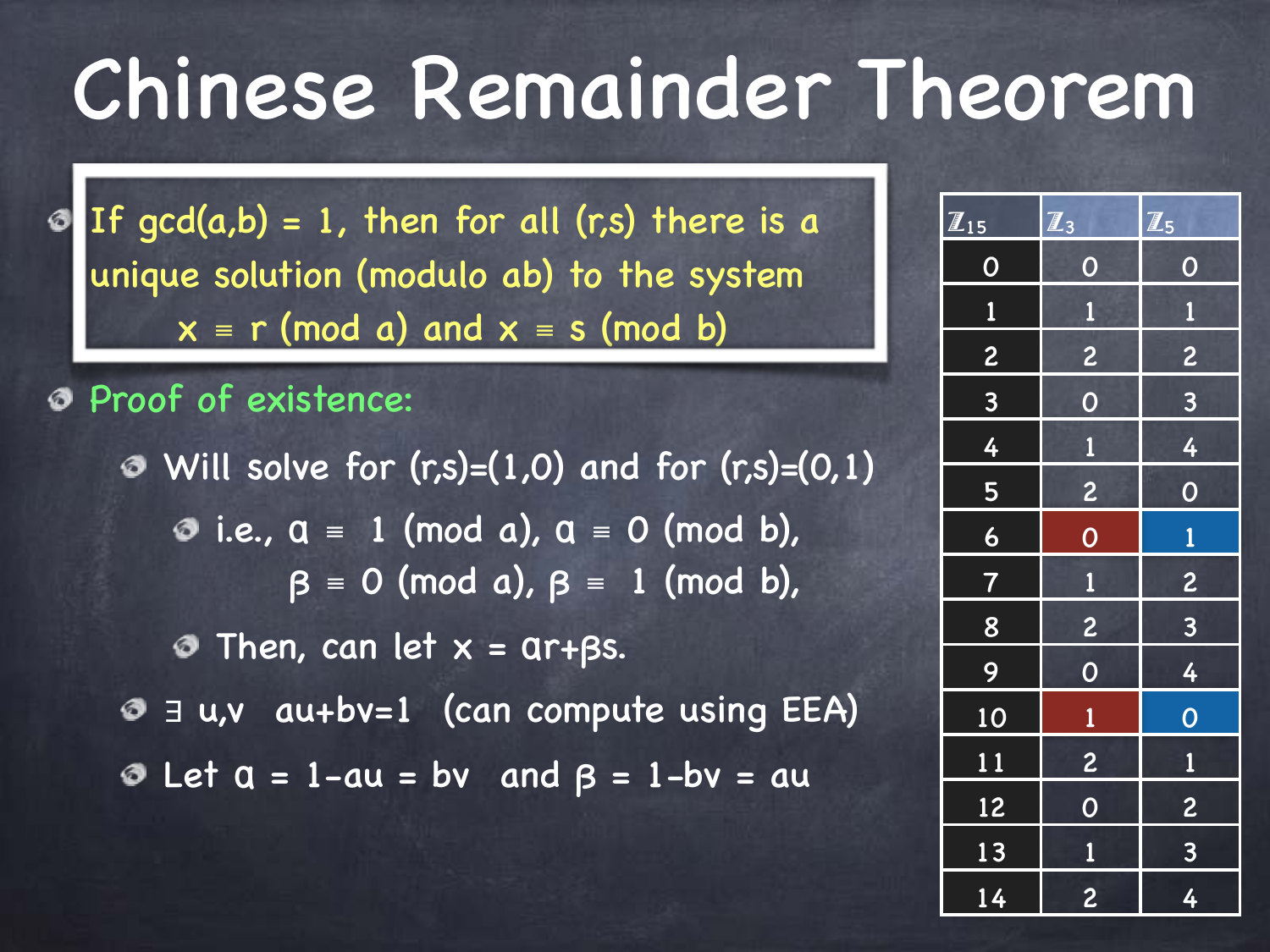# Chinese Remainder Theorem

- If $\gcd(a,b) = 1$, then for all $(r,s)$ there is a unique solution (modulo $ab$) to the system
  $x \equiv r \pmod{a}$ and $x \equiv s \pmod{b}$
- Proof of existence:
  - Will solve for $(r,s)=(1,0)$ and for $(r,s)=(0,1)$
    - i.e., $\alpha \equiv 1 \pmod{a}$, $\alpha \equiv 0 \pmod{b}$,
      $\beta \equiv 0 \pmod{a}$, $\beta \equiv 1 \pmod{b}$,
    - Then, can let $x = \alpha r + \beta s$.
  - $\exists$ u,v $au+bv=1$ (can compute using EEA)
  - Let $\alpha = 1-au = bv$ and $\beta = 1-bv = au$

| $\mathbb{Z}_{15}$ | $\mathbb{Z}_3$ | $\mathbb{Z}_5$ |
|---|---|---|
| 0 | 0 | 0 |
| 1 | 1 | 1 |
| 2 | 2 | 2 |
| 3 | 0 | 3 |
| 4 | 1 | 4 |
| 5 | 2 | 0 |
| 6 | 0 | 1 |
| 7 | 1 | 2 |
| 8 | 2 | 3 |
| 9 | 0 | 4 |
| 10 | 1 | 0 |
| 11 | 2 | 1 |
| 12 | 0 | 2 |
| 13 | 1 | 3 |
| 14 | 2 | 4 |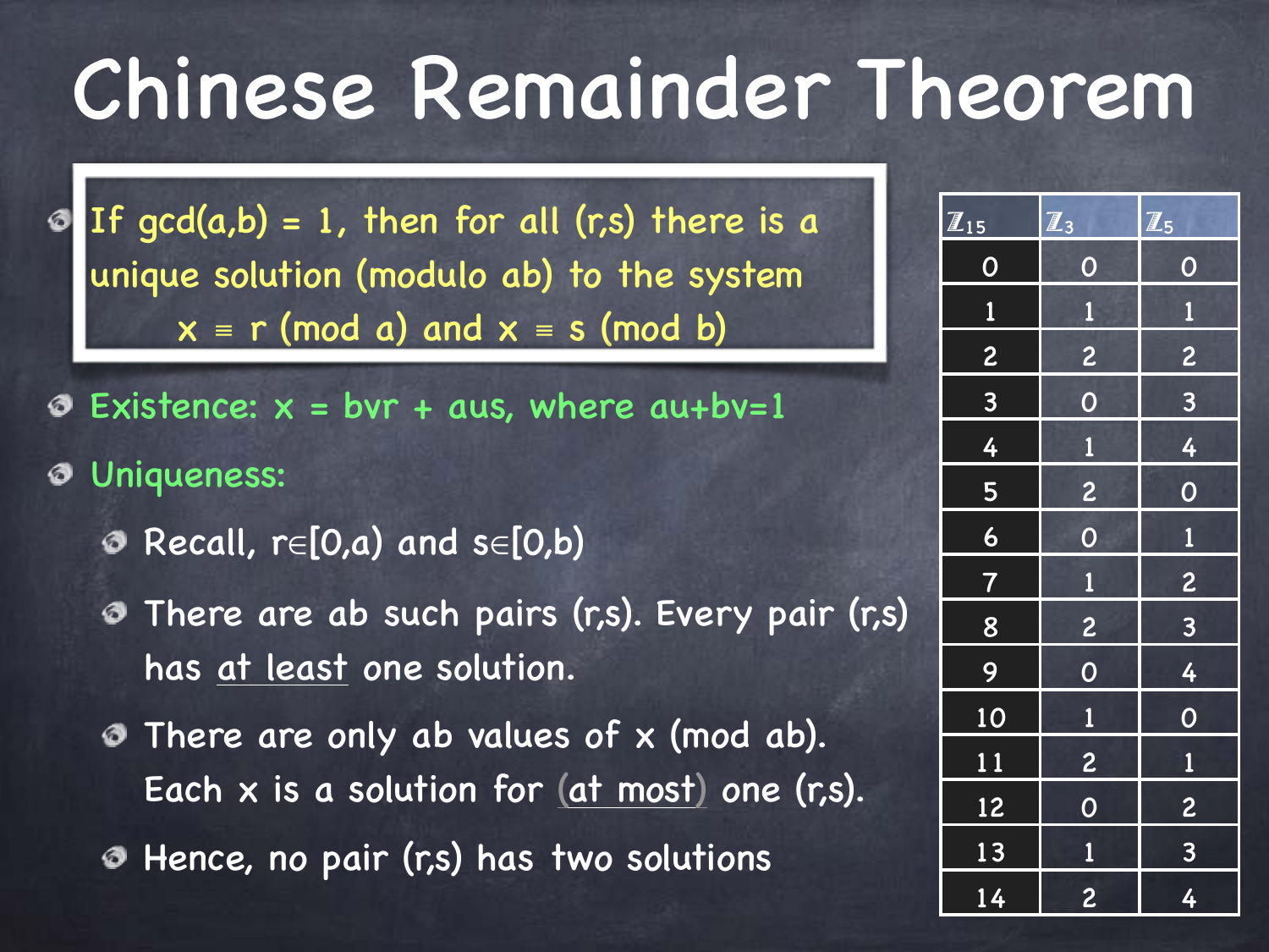# Chinese Remainder Theorem

- **If $\gcd(a,b) = 1$, then for all $(r,s)$ there is a unique solution (modulo $ab$) to the system**
  $$x \equiv r \pmod{a} \text{ and } x \equiv s \pmod{b}$$
- Existence: $x = bvr + aus$, where $au+bv=1$
- Uniqueness:
  - Recall, $r \in [0,a)$ and $s \in [0,b)$
  - There are $ab$ such pairs $(r,s)$. Every pair $(r,s)$ has at least one solution.
  - There are only $ab$ values of $x \pmod{ab}$. Each $x$ is a solution for (at most) one $(r,s)$.
  - Hence, no pair $(r,s)$ has two solutions

| $\mathbb{Z}_{15}$ | $\mathbb{Z}_3$ | $\mathbb{Z}_5$ |
|---|---|---|
| 0 | 0 | 0 |
| 1 | 1 | 1 |
| 2 | 2 | 2 |
| 3 | 0 | 3 |
| 4 | 1 | 4 |
| 5 | 2 | 0 |
| 6 | 0 | 1 |
| 7 | 1 | 2 |
| 8 | 2 | 3 |
| 9 | 0 | 4 |
| 10 | 1 | 0 |
| 11 | 2 | 1 |
| 12 | 0 | 2 |
| 13 | 1 | 3 |
| 14 | 2 | 4 |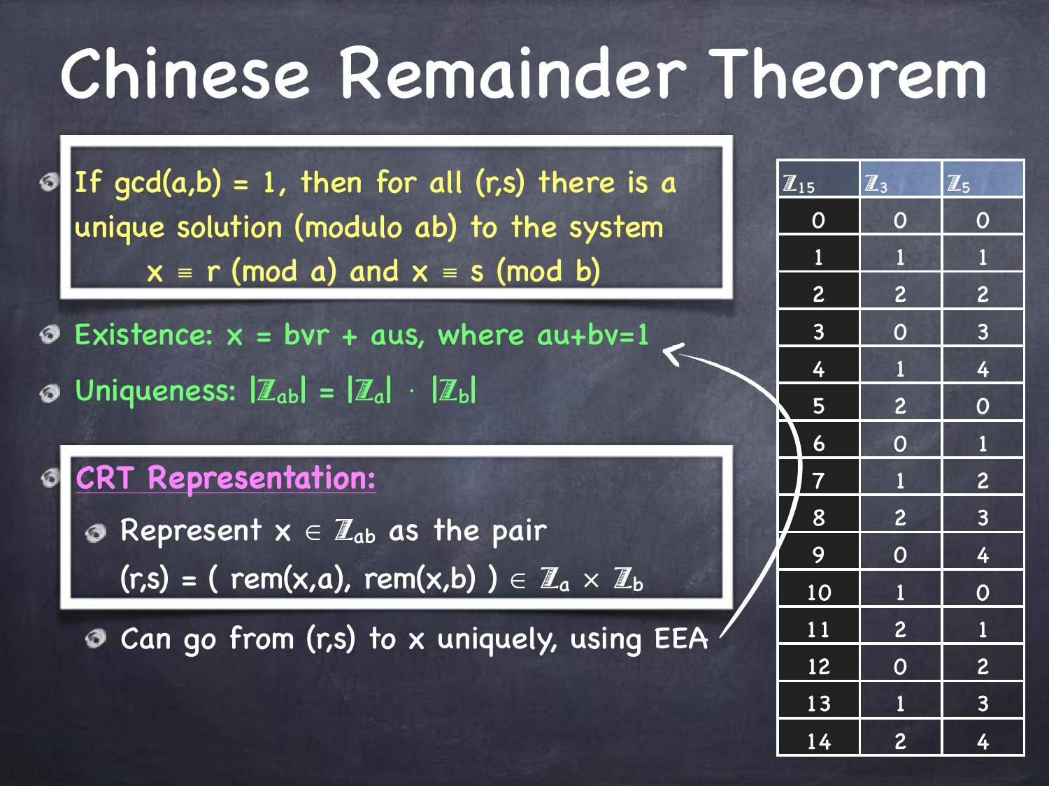# Chinese Remainder Theorem

- If $\gcd(a,b) = 1$, then for all $(r,s)$ there is a unique solution (modulo $ab$) to the system

  $$x \equiv r \pmod{a} \text{ and } x \equiv s \pmod{b}$$

- Existence: $x = bvr + aus$, where $au+bv=1$
- Uniqueness: $|\mathbb{Z}_{ab}| = |\mathbb{Z}_a| \cdot |\mathbb{Z}_b|$
- CRT Representation:
  - Represent $x \in \mathbb{Z}_{ab}$ as the pair $(r,s) = (\ \text{rem}(x,a),\ \text{rem}(x,b)\ ) \in \mathbb{Z}_a \times \mathbb{Z}_b$
  - Can go from $(r,s)$ to $x$ uniquely, using EEA

| $\mathbb{Z}_{15}$ | $\mathbb{Z}_3$ | $\mathbb{Z}_5$ |
|---|---|---|
| 0 | 0 | 0 |
| 1 | 1 | 1 |
| 2 | 2 | 2 |
| 3 | 0 | 3 |
| 4 | 1 | 4 |
| 5 | 2 | 0 |
| 6 | 0 | 1 |
| 7 | 1 | 2 |
| 8 | 2 | 3 |
| 9 | 0 | 4 |
| 10 | 1 | 0 |
| 11 | 2 | 1 |
| 12 | 0 | 2 |
| 13 | 1 | 3 |
| 14 | 2 | 4 |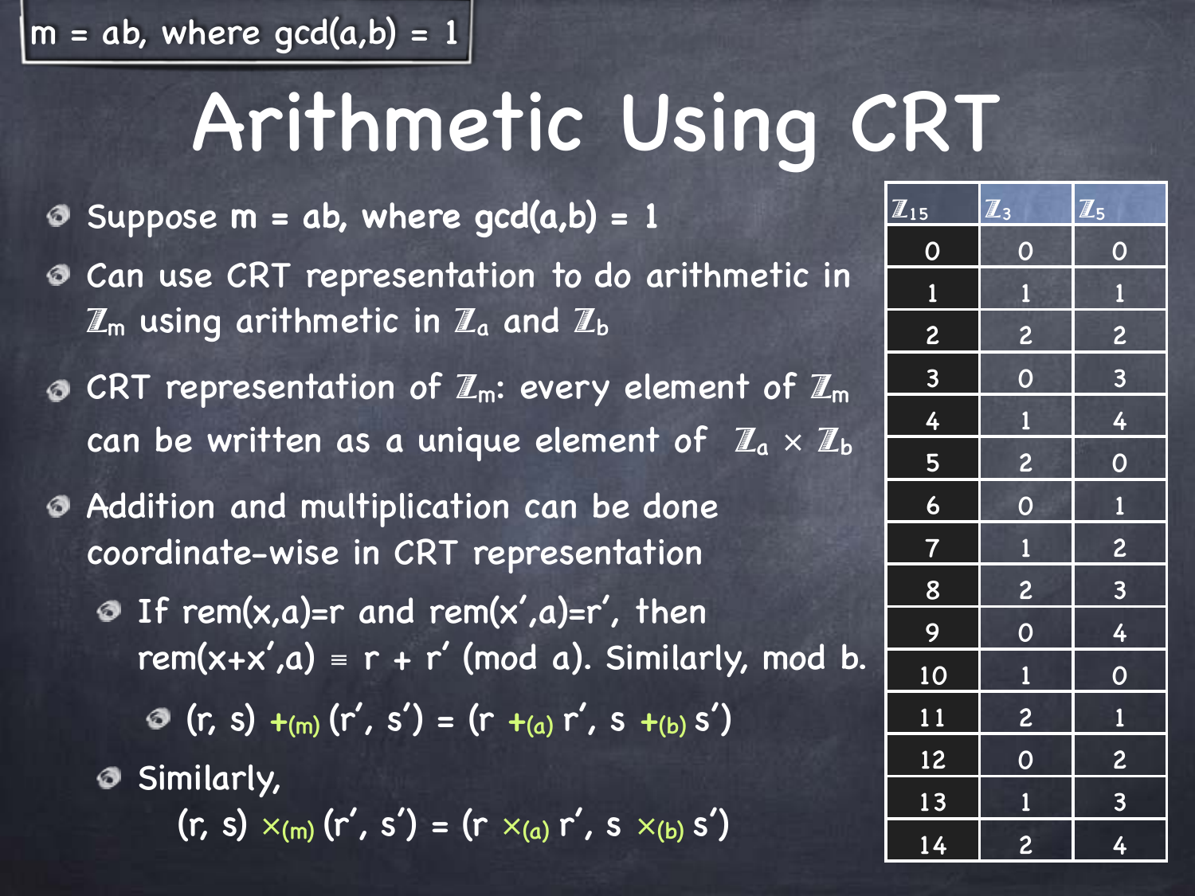$m = ab$, where $\gcd(a,b) = 1$

# Arithmetic Using CRT

- Suppose $m = ab$, where $\gcd(a,b) = 1$
- Can use CRT representation to do arithmetic in $\mathbb{Z}_m$ using arithmetic in $\mathbb{Z}_a$ and $\mathbb{Z}_b$
- CRT representation of $\mathbb{Z}_m$: every element of $\mathbb{Z}_m$ can be written as a unique element of $\mathbb{Z}_a \times \mathbb{Z}_b$
- Addition and multiplication can be done coordinate-wise in CRT representation
  - If $\text{rem}(x,a)=r$ and $\text{rem}(x',a)=r'$, then $\text{rem}(x+x',a) \equiv r + r' \pmod{a}$. Similarly, mod b.
    - $(r, s) +_{(m)} (r', s') = (r +_{(a)} r', s +_{(b)} s')$
  - Similarly, $(r, s) \times_{(m)} (r', s') = (r \times_{(a)} r', s \times_{(b)} s')$

| $\mathbb{Z}_{15}$ | $\mathbb{Z}_3$ | $\mathbb{Z}_5$ |
|---|---|---|
| 0 | 0 | 0 |
| 1 | 1 | 1 |
| 2 | 2 | 2 |
| 3 | 0 | 3 |
| 4 | 1 | 4 |
| 5 | 2 | 0 |
| 6 | 0 | 1 |
| 7 | 1 | 2 |
| 8 | 2 | 3 |
| 9 | 0 | 4 |
| 10 | 1 | 0 |
| 11 | 2 | 1 |
| 12 | 0 | 2 |
| 13 | 1 | 3 |
| 14 | 2 | 4 |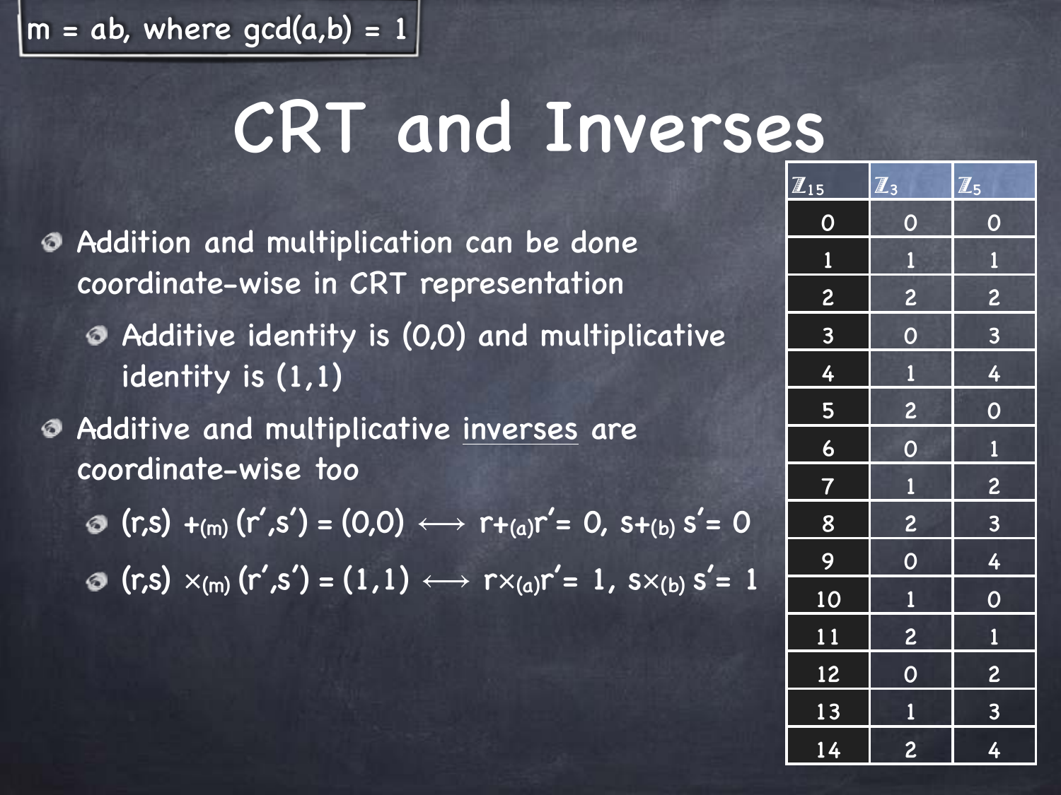$m = ab$, where $\gcd(a,b) = 1$

# CRT and Inverses

- Addition and multiplication can be done coordinate-wise in CRT representation
  - Additive identity is (0,0) and multiplicative identity is (1,1)
- Additive and multiplicative inverses are coordinate-wise too
  - $(r,s) +_{(m)} (r',s') = (0,0) \longleftrightarrow r +_{(a)} r' = 0,\ s +_{(b)} s' = 0$
  - $(r,s) \times_{(m)} (r',s') = (1,1) \longleftrightarrow r \times_{(a)} r' = 1,\ s \times_{(b)} s' = 1$

| $\mathbb{Z}_{15}$ | $\mathbb{Z}_3$ | $\mathbb{Z}_5$ |
|---|---|---|
| 0 | 0 | 0 |
| 1 | 1 | 1 |
| 2 | 2 | 2 |
| 3 | 0 | 3 |
| 4 | 1 | 4 |
| 5 | 2 | 0 |
| 6 | 0 | 1 |
| 7 | 1 | 2 |
| 8 | 2 | 3 |
| 9 | 0 | 4 |
| 10 | 1 | 0 |
| 11 | 2 | 1 |
| 12 | 0 | 2 |
| 13 | 1 | 3 |
| 14 | 2 | 4 |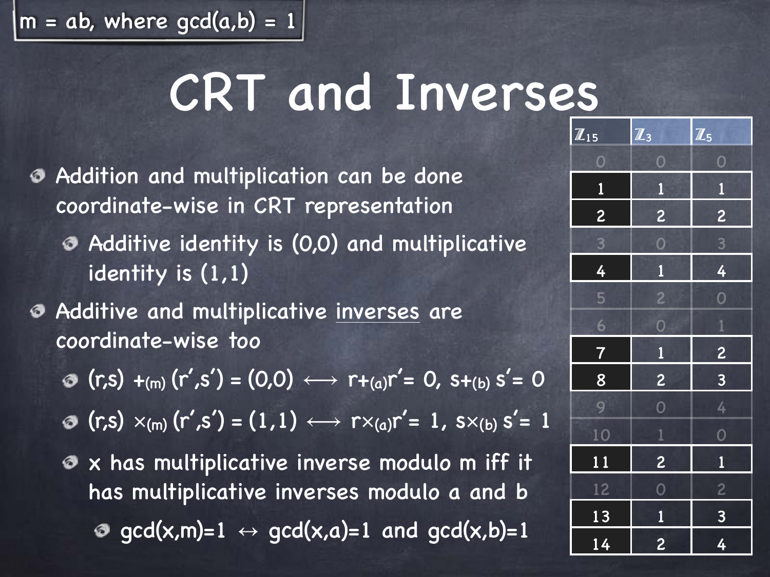$m = ab$, where $\gcd(a,b) = 1$

# CRT and Inverses

- Addition and multiplication can be done coordinate-wise in CRT representation
  - Additive identity is (0,0) and multiplicative identity is (1,1)
- Additive and multiplicative inverses are coordinate-wise too
  - $(r,s) +_{(m)} (r',s') = (0,0) \longleftrightarrow r +_{(a)} r' = 0,\ s +_{(b)} s' = 0$
  - $(r,s) \times_{(m)} (r',s') = (1,1) \longleftrightarrow r \times_{(a)} r' = 1,\ s \times_{(b)} s' = 1$
  - x has multiplicative inverse modulo m iff it has multiplicative inverses modulo a and b
    - $\gcd(x,m)=1 \leftrightarrow \gcd(x,a)=1$ and $\gcd(x,b)=1$

| $\mathbb{Z}_{15}$ | $\mathbb{Z}_3$ | $\mathbb{Z}_5$ |
|---|---|---|
| 0 | 0 | 0 |
| 1 | 1 | 1 |
| 2 | 2 | 2 |
| 3 | 0 | 3 |
| 4 | 1 | 4 |
| 5 | 2 | 0 |
| 6 | 0 | 1 |
| 7 | 1 | 2 |
| 8 | 2 | 3 |
| 9 | 0 | 4 |
| 10 | 1 | 0 |
| 11 | 2 | 1 |
| 12 | 0 | 2 |
| 13 | 1 | 3 |
| 14 | 2 | 4 |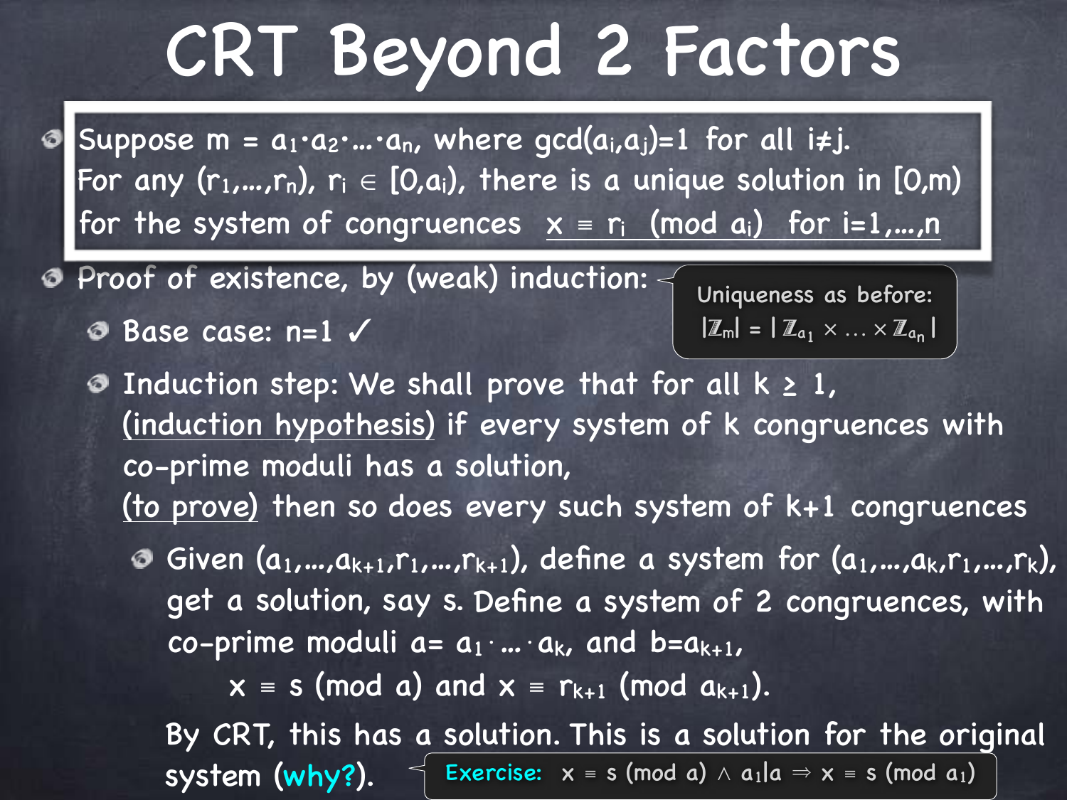# CRT Beyond 2 Factors

- Suppose $m = a_1 \cdot a_2 \cdot \ldots \cdot a_n$, where $\gcd(a_i,a_j)=1$ for all $i \neq j$. For any $(r_1,\ldots,r_n)$, $r_i \in [0,a_i)$, there is a unique solution in $[0,m)$ for the system of congruences $x \equiv r_i \pmod{a_i}$ for $i=1,\ldots,n$
- Proof of existence, by (weak) induction:

  Uniqueness as before: $|\mathbb{Z}_m| = |\mathbb{Z}_{a_1} \times \ldots \times \mathbb{Z}_{a_n}|$

  - Base case: $n=1$ ✓
  - Induction step: We shall prove that for all $k \geq 1$, (induction hypothesis) if every system of $k$ congruences with co-prime moduli has a solution, (to prove) then so does every such system of $k+1$ congruences
    - Given $(a_1,\ldots,a_{k+1},r_1,\ldots,r_{k+1})$, define a system for $(a_1,\ldots,a_k,r_1,\ldots,r_k)$, get a solution, say $s$. Define a system of 2 congruences, with co-prime moduli $a = a_1 \cdot \ldots \cdot a_k$, and $b=a_{k+1}$,

      $x \equiv s \pmod{a}$ and $x \equiv r_{k+1} \pmod{a_{k+1}}$.

      By CRT, this has a solution. This is a solution for the original system (why?).

      **Exercise:** $x \equiv s \pmod{a} \wedge a_1 | a \Rightarrow x \equiv s \pmod{a_1}$